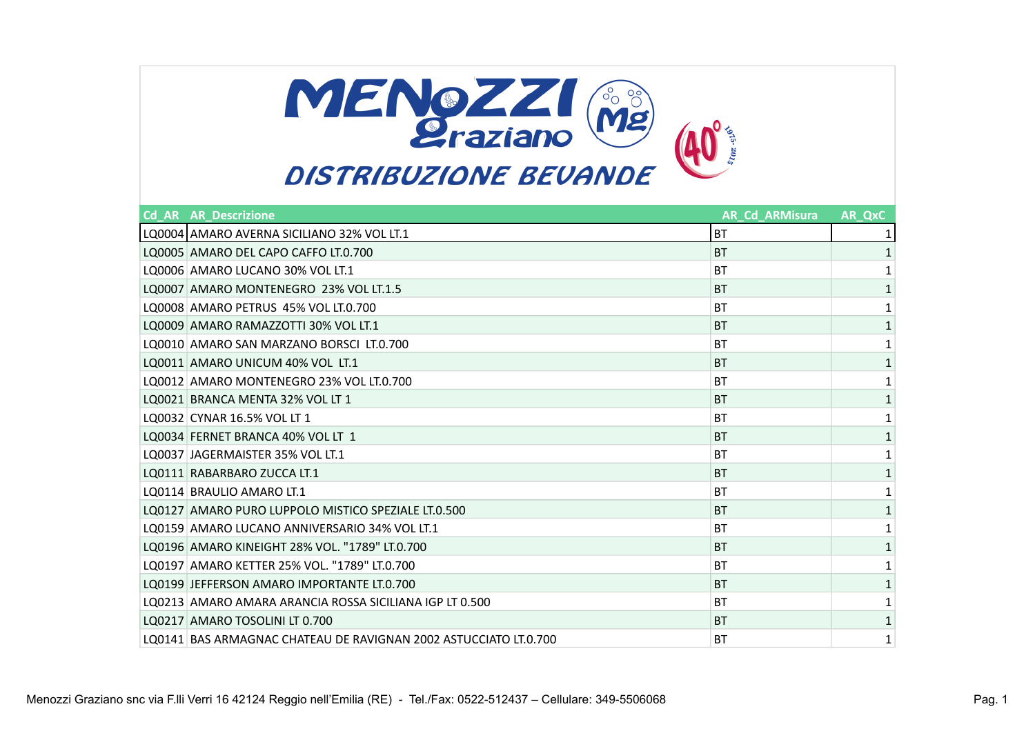# MENOZZI Graziano

## DISTRIBUZIONE BEVANDE

| Cd_AR | AR_Descrizione | AR_Cd_ARMisura | AR_QxC |
|---|---|---|---|
| LQ0004 | AMARO AVERNA SICILIANO 32% VOL LT.1 | BT | 1 |
| LQ0005 | AMARO DEL CAPO CAFFO LT.0.700 | BT | 1 |
| LQ0006 | AMARO LUCANO 30% VOL LT.1 | BT | 1 |
| LQ0007 | AMARO MONTENEGRO 23% VOL LT.1.5 | BT | 1 |
| LQ0008 | AMARO PETRUS 45% VOL LT.0.700 | BT | 1 |
| LQ0009 | AMARO RAMAZZOTTI 30% VOL LT.1 | BT | 1 |
| LQ0010 | AMARO SAN MARZANO BORSCI LT.0.700 | BT | 1 |
| LQ0011 | AMARO UNICUM 40% VOL LT.1 | BT | 1 |
| LQ0012 | AMARO MONTENEGRO 23% VOL LT.0.700 | BT | 1 |
| LQ0021 | BRANCA MENTA 32% VOL LT 1 | BT | 1 |
| LQ0032 | CYNAR 16.5% VOL LT 1 | BT | 1 |
| LQ0034 | FERNET BRANCA 40% VOL LT 1 | BT | 1 |
| LQ0037 | JAGERMAISTER 35% VOL LT.1 | BT | 1 |
| LQ0111 | RABARBARO ZUCCA LT.1 | BT | 1 |
| LQ0114 | BRAULIO AMARO LT.1 | BT | 1 |
| LQ0127 | AMARO PURO LUPPOLO MISTICO SPEZIALE LT.0.500 | BT | 1 |
| LQ0159 | AMARO LUCANO ANNIVERSARIO 34% VOL LT.1 | BT | 1 |
| LQ0196 | AMARO KINEIGHT 28% VOL. "1789" LT.0.700 | BT | 1 |
| LQ0197 | AMARO KETTER 25% VOL. "1789" LT.0.700 | BT | 1 |
| LQ0199 | JEFFERSON AMARO IMPORTANTE LT.0.700 | BT | 1 |
| LQ0213 | AMARO AMARA ARANCIA ROSSA SICILIANA IGP LT 0.500 | BT | 1 |
| LQ0217 | AMARO TOSOLINI LT 0.700 | BT | 1 |
| LQ0141 | BAS ARMAGNAC CHATEAU DE RAVIGNAN 2002 ASTUCCIATO LT.0.700 | BT | 1 |

Menozzi Graziano snc via F.lli Verri 16 42124 Reggio nell'Emilia (RE) - Tel./Fax: 0522-512437 – Cellulare: 349-5506068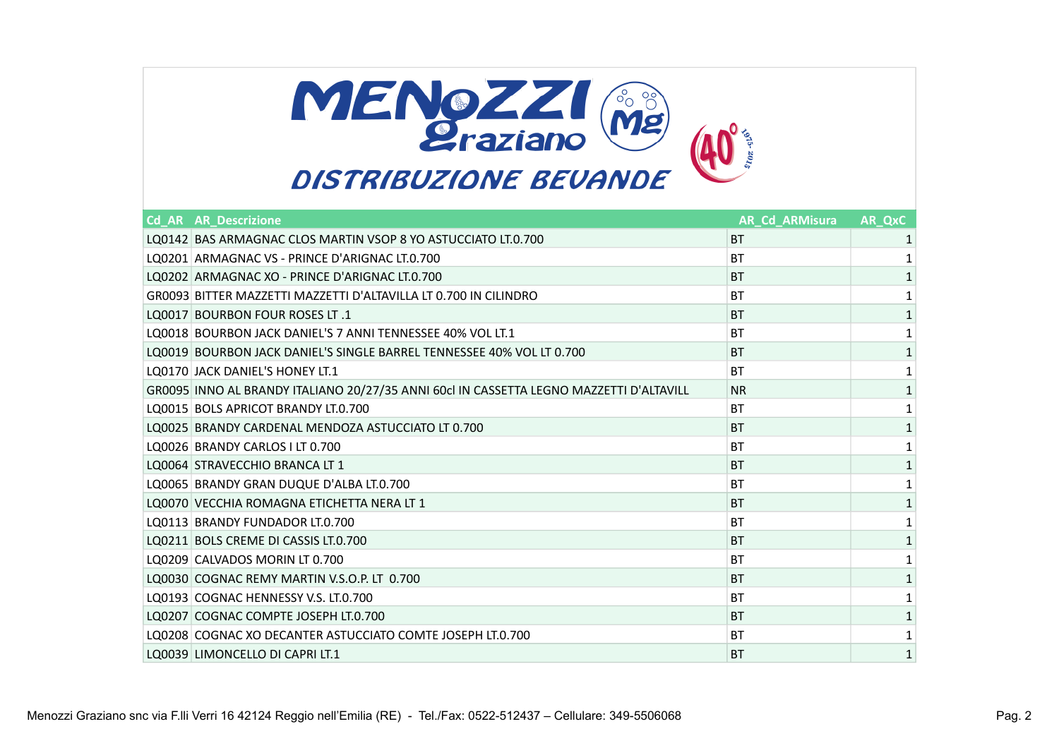# MENOZZI Graziano

## DISTRIBUZIONE BEVANDE

| Cd_AR | AR_Descrizione | AR_Cd_ARMisura | AR_QxC |
|---|---|---|---|
| LQ0142 | BAS ARMAGNAC CLOS MARTIN VSOP 8 YO ASTUCCIATO LT.0.700 | BT | 1 |
| LQ0201 | ARMAGNAC VS - PRINCE D'ARIGNAC LT.0.700 | BT | 1 |
| LQ0202 | ARMAGNAC XO - PRINCE D'ARIGNAC LT.0.700 | BT | 1 |
| GR0093 | BITTER MAZZETTI MAZZETTI D'ALTAVILLA LT 0.700 IN CILINDRO | BT | 1 |
| LQ0017 | BOURBON FOUR ROSES LT .1 | BT | 1 |
| LQ0018 | BOURBON JACK DANIEL'S 7 ANNI TENNESSEE 40% VOL LT.1 | BT | 1 |
| LQ0019 | BOURBON JACK DANIEL'S SINGLE BARREL TENNESSEE 40% VOL LT 0.700 | BT | 1 |
| LQ0170 | JACK DANIEL'S HONEY LT.1 | BT | 1 |
| GR0095 | INNO AL BRANDY ITALIANO 20/27/35 ANNI 60cl IN CASSETTA LEGNO MAZZETTI D'ALTAVILL | NR | 1 |
| LQ0015 | BOLS APRICOT BRANDY LT.0.700 | BT | 1 |
| LQ0025 | BRANDY CARDENAL MENDOZA ASTUCCIATO LT 0.700 | BT | 1 |
| LQ0026 | BRANDY CARLOS I LT 0.700 | BT | 1 |
| LQ0064 | STRAVECCHIO BRANCA LT 1 | BT | 1 |
| LQ0065 | BRANDY GRAN DUQUE D'ALBA LT.0.700 | BT | 1 |
| LQ0070 | VECCHIA ROMAGNA ETICHETTA NERA LT 1 | BT | 1 |
| LQ0113 | BRANDY FUNDADOR LT.0.700 | BT | 1 |
| LQ0211 | BOLS CREME DI CASSIS LT.0.700 | BT | 1 |
| LQ0209 | CALVADOS MORIN LT 0.700 | BT | 1 |
| LQ0030 | COGNAC REMY MARTIN V.S.O.P. LT 0.700 | BT | 1 |
| LQ0193 | COGNAC HENNESSY V.S. LT.0.700 | BT | 1 |
| LQ0207 | COGNAC COMPTE JOSEPH LT.0.700 | BT | 1 |
| LQ0208 | COGNAC XO DECANTER ASTUCCIATO COMTE JOSEPH LT.0.700 | BT | 1 |
| LQ0039 | LIMONCELLO DI CAPRI LT.1 | BT | 1 |

Menozzi Graziano snc via F.lli Verri 16 42124 Reggio nell'Emilia (RE) - Tel./Fax: 0522-512437 – Cellulare: 349-5506068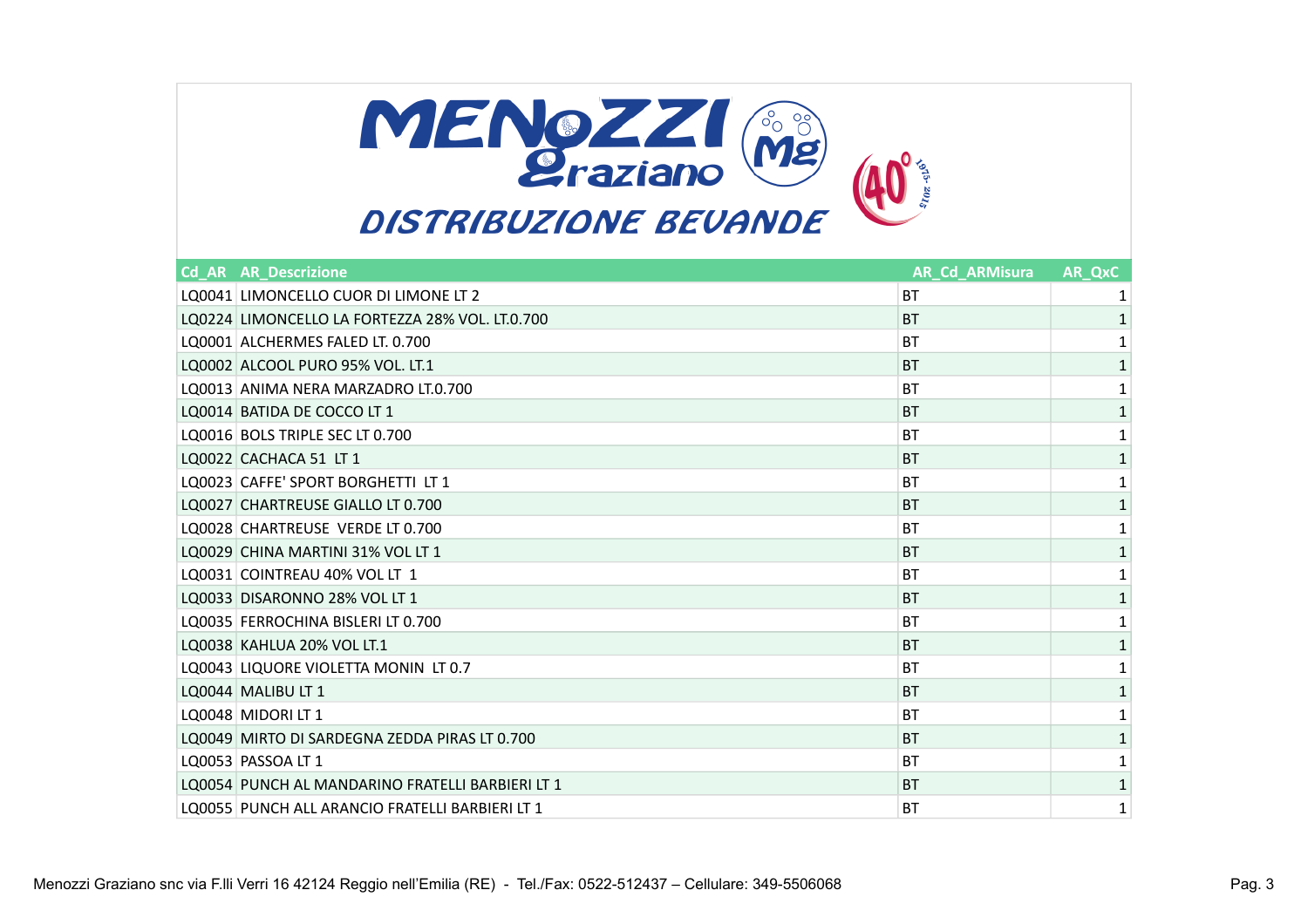MENOZZI Graziano

DISTRIBUZIONE BEVANDE

| Cd_AR | AR_Descrizione | AR_Cd_ARMisura | AR_QxC |
|---|---|---|---|
| LQ0041 | LIMONCELLO CUOR DI LIMONE LT 2 | BT | 1 |
| LQ0224 | LIMONCELLO LA FORTEZZA 28% VOL. LT.0.700 | BT | 1 |
| LQ0001 | ALCHERMES FALED LT. 0.700 | BT | 1 |
| LQ0002 | ALCOOL PURO 95% VOL. LT.1 | BT | 1 |
| LQ0013 | ANIMA NERA MARZADRO LT.0.700 | BT | 1 |
| LQ0014 | BATIDA DE COCCO LT 1 | BT | 1 |
| LQ0016 | BOLS TRIPLE SEC LT 0.700 | BT | 1 |
| LQ0022 | CACHACA 51 LT 1 | BT | 1 |
| LQ0023 | CAFFE' SPORT BORGHETTI LT 1 | BT | 1 |
| LQ0027 | CHARTREUSE GIALLO LT 0.700 | BT | 1 |
| LQ0028 | CHARTREUSE VERDE LT 0.700 | BT | 1 |
| LQ0029 | CHINA MARTINI 31% VOL LT 1 | BT | 1 |
| LQ0031 | COINTREAU 40% VOL LT 1 | BT | 1 |
| LQ0033 | DISARONNO 28% VOL LT 1 | BT | 1 |
| LQ0035 | FERROCHINA BISLERI LT 0.700 | BT | 1 |
| LQ0038 | KAHLUA 20% VOL LT.1 | BT | 1 |
| LQ0043 | LIQUORE VIOLETTA MONIN LT 0.7 | BT | 1 |
| LQ0044 | MALIBU LT 1 | BT | 1 |
| LQ0048 | MIDORI LT 1 | BT | 1 |
| LQ0049 | MIRTO DI SARDEGNA ZEDDA PIRAS LT 0.700 | BT | 1 |
| LQ0053 | PASSOA LT 1 | BT | 1 |
| LQ0054 | PUNCH AL MANDARINO FRATELLI BARBIERI LT 1 | BT | 1 |
| LQ0055 | PUNCH ALL ARANCIO FRATELLI BARBIERI LT 1 | BT | 1 |

Menozzi Graziano snc via F.lli Verri 16 42124 Reggio nell'Emilia (RE) - Tel./Fax: 0522-512437 – Cellulare: 349-5506068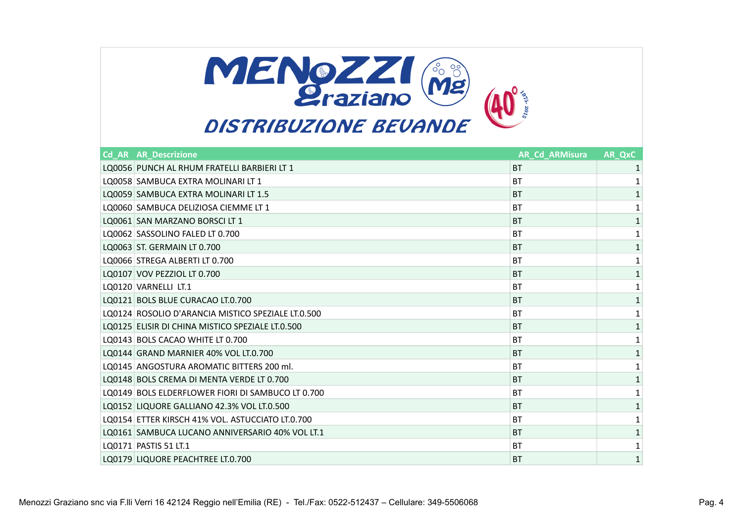# MENOZZI Graziano

## DISTRIBUZIONE BEVANDE

| Cd_AR | AR_Descrizione | AR_Cd_ARMisura | AR_QxC |
|---|---|---|---|
| LQ0056 | PUNCH AL RHUM FRATELLI BARBIERI LT 1 | BT | 1 |
| LQ0058 | SAMBUCA EXTRA MOLINARI LT 1 | BT | 1 |
| LQ0059 | SAMBUCA EXTRA MOLINARI LT 1.5 | BT | 1 |
| LQ0060 | SAMBUCA DELIZIOSA CIEMME LT 1 | BT | 1 |
| LQ0061 | SAN MARZANO BORSCI LT 1 | BT | 1 |
| LQ0062 | SASSOLINO FALED LT 0.700 | BT | 1 |
| LQ0063 | ST. GERMAIN LT 0.700 | BT | 1 |
| LQ0066 | STREGA ALBERTI LT 0.700 | BT | 1 |
| LQ0107 | VOV PEZZIOL LT 0.700 | BT | 1 |
| LQ0120 | VARNELLI  LT.1 | BT | 1 |
| LQ0121 | BOLS BLUE CURACAO LT.0.700 | BT | 1 |
| LQ0124 | ROSOLIO D'ARANCIA MISTICO SPEZIALE LT.0.500 | BT | 1 |
| LQ0125 | ELISIR DI CHINA MISTICO SPEZIALE LT.0.500 | BT | 1 |
| LQ0143 | BOLS CACAO WHITE LT 0.700 | BT | 1 |
| LQ0144 | GRAND MARNIER 40% VOL LT.0.700 | BT | 1 |
| LQ0145 | ANGOSTURA AROMATIC BITTERS 200 ml. | BT | 1 |
| LQ0148 | BOLS CREMA DI MENTA VERDE LT 0.700 | BT | 1 |
| LQ0149 | BOLS ELDERFLOWER FIORI DI SAMBUCO LT 0.700 | BT | 1 |
| LQ0152 | LIQUORE GALLIANO 42.3% VOL LT.0.500 | BT | 1 |
| LQ0154 | ETTER KIRSCH 41% VOL. ASTUCCIATO LT.0.700 | BT | 1 |
| LQ0161 | SAMBUCA LUCANO ANNIVERSARIO 40% VOL LT.1 | BT | 1 |
| LQ0171 | PASTIS 51 LT.1 | BT | 1 |
| LQ0179 | LIQUORE PEACHTREE LT.0.700 | BT | 1 |

Menozzi Graziano snc via F.lli Verri 16 42124 Reggio nell'Emilia (RE) - Tel./Fax: 0522-512437 – Cellulare: 349-5506068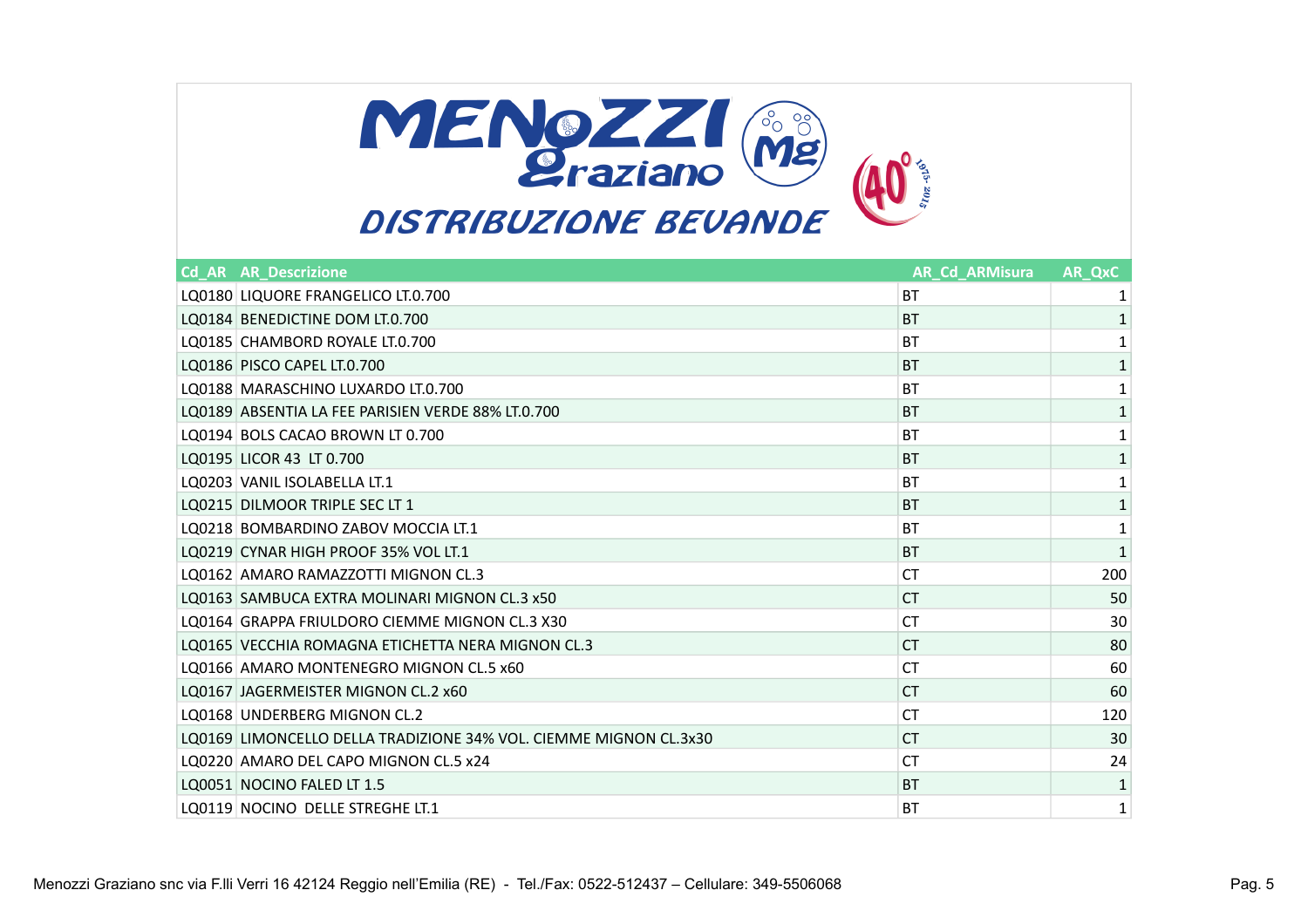# MENOZZI Graziano

## DISTRIBUZIONE BEVANDE

| Cd_AR | AR_Descrizione | AR_Cd_ARMisura | AR_QxC |
|---|---|---|---|
| LQ0180 | LIQUORE FRANGELICO LT.0.700 | BT | 1 |
| LQ0184 | BENEDICTINE DOM LT.0.700 | BT | 1 |
| LQ0185 | CHAMBORD ROYALE LT.0.700 | BT | 1 |
| LQ0186 | PISCO CAPEL LT.0.700 | BT | 1 |
| LQ0188 | MARASCHINO LUXARDO LT.0.700 | BT | 1 |
| LQ0189 | ABSENTIA LA FEE PARISIEN VERDE 88% LT.0.700 | BT | 1 |
| LQ0194 | BOLS CACAO BROWN LT 0.700 | BT | 1 |
| LQ0195 | LICOR 43 LT 0.700 | BT | 1 |
| LQ0203 | VANIL ISOLABELLA LT.1 | BT | 1 |
| LQ0215 | DILMOOR TRIPLE SEC LT 1 | BT | 1 |
| LQ0218 | BOMBARDINO ZABOV MOCCIA LT.1 | BT | 1 |
| LQ0219 | CYNAR HIGH PROOF 35% VOL LT.1 | BT | 1 |
| LQ0162 | AMARO RAMAZZOTTI MIGNON CL.3 | CT | 200 |
| LQ0163 | SAMBUCA EXTRA MOLINARI MIGNON CL.3 x50 | CT | 50 |
| LQ0164 | GRAPPA FRIULDORO CIEMME MIGNON CL.3 X30 | CT | 30 |
| LQ0165 | VECCHIA ROMAGNA ETICHETTA NERA MIGNON CL.3 | CT | 80 |
| LQ0166 | AMARO MONTENEGRO MIGNON CL.5 x60 | CT | 60 |
| LQ0167 | JAGERMEISTER MIGNON CL.2 x60 | CT | 60 |
| LQ0168 | UNDERBERG MIGNON CL.2 | CT | 120 |
| LQ0169 | LIMONCELLO DELLA TRADIZIONE 34% VOL. CIEMME MIGNON CL.3x30 | CT | 30 |
| LQ0220 | AMARO DEL CAPO MIGNON CL.5 x24 | CT | 24 |
| LQ0051 | NOCINO FALED LT 1.5 | BT | 1 |
| LQ0119 | NOCINO DELLE STREGHE LT.1 | BT | 1 |

Menozzi Graziano snc via F.lli Verri 16 42124 Reggio nell'Emilia (RE) - Tel./Fax: 0522-512437 – Cellulare: 349-5506068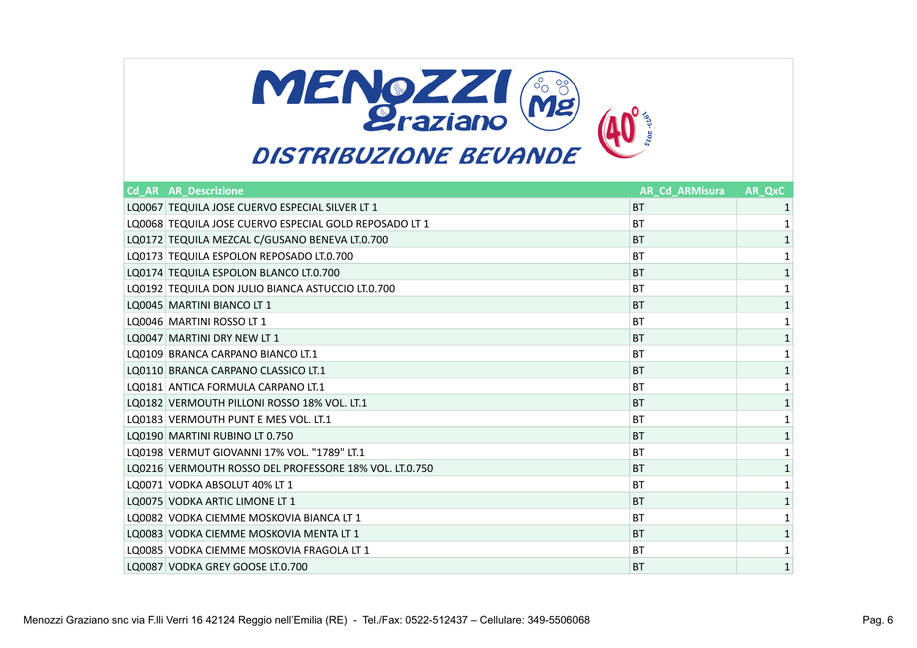# MENOZZI Graziano

## DISTRIBUZIONE BEVANDE

| Cd_AR | AR_Descrizione | AR_Cd_ARMisura | AR_QxC |
|---|---|---|---|
| LQ0067 | TEQUILA JOSE CUERVO ESPECIAL SILVER LT 1 | BT | 1 |
| LQ0068 | TEQUILA JOSE CUERVO ESPECIAL GOLD REPOSADO LT 1 | BT | 1 |
| LQ0172 | TEQUILA MEZCAL C/GUSANO BENEVA LT.0.700 | BT | 1 |
| LQ0173 | TEQUILA ESPOLON REPOSADO LT.0.700 | BT | 1 |
| LQ0174 | TEQUILA ESPOLON BLANCO LT.0.700 | BT | 1 |
| LQ0192 | TEQUILA DON JULIO BIANCA ASTUCCIO LT.0.700 | BT | 1 |
| LQ0045 | MARTINI BIANCO LT 1 | BT | 1 |
| LQ0046 | MARTINI ROSSO LT 1 | BT | 1 |
| LQ0047 | MARTINI DRY NEW LT 1 | BT | 1 |
| LQ0109 | BRANCA CARPANO BIANCO LT.1 | BT | 1 |
| LQ0110 | BRANCA CARPANO CLASSICO LT.1 | BT | 1 |
| LQ0181 | ANTICA FORMULA CARPANO LT.1 | BT | 1 |
| LQ0182 | VERMOUTH PILLONI ROSSO 18% VOL. LT.1 | BT | 1 |
| LQ0183 | VERMOUTH PUNT E MES VOL. LT.1 | BT | 1 |
| LQ0190 | MARTINI RUBINO LT 0.750 | BT | 1 |
| LQ0198 | VERMUT GIOVANNI 17% VOL. "1789" LT.1 | BT | 1 |
| LQ0216 | VERMOUTH ROSSO DEL PROFESSORE 18% VOL. LT.0.750 | BT | 1 |
| LQ0071 | VODKA ABSOLUT 40% LT 1 | BT | 1 |
| LQ0075 | VODKA ARTIC LIMONE LT 1 | BT | 1 |
| LQ0082 | VODKA CIEMME MOSKOVIA BIANCA LT 1 | BT | 1 |
| LQ0083 | VODKA CIEMME MOSKOVIA MENTA LT 1 | BT | 1 |
| LQ0085 | VODKA CIEMME MOSKOVIA FRAGOLA LT 1 | BT | 1 |
| LQ0087 | VODKA GREY GOOSE LT.0.700 | BT | 1 |

Menozzi Graziano snc via F.lli Verri 16 42124 Reggio nell'Emilia (RE) - Tel./Fax: 0522-512437 – Cellulare: 349-5506068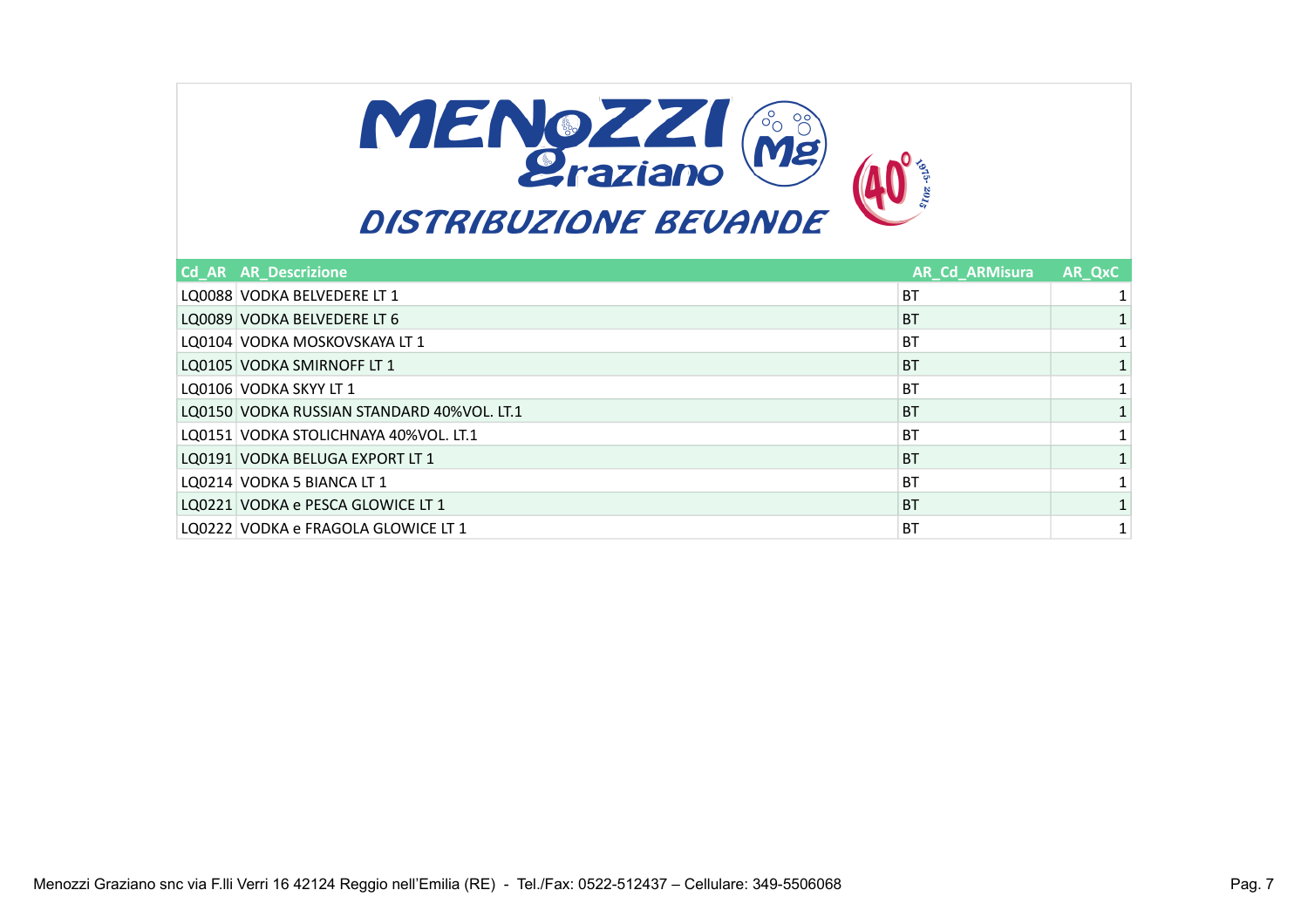MENOZZI Graziano

DISTRIBUZIONE BEVANDE

| Cd_AR | AR_Descrizione | AR_Cd_ARMisura | AR_QxC |
|---|---|---|---|
| LQ0088 | VODKA BELVEDERE LT 1 | BT | 1 |
| LQ0089 | VODKA BELVEDERE LT 6 | BT | 1 |
| LQ0104 | VODKA MOSKOVSKAYA LT 1 | BT | 1 |
| LQ0105 | VODKA SMIRNOFF LT 1 | BT | 1 |
| LQ0106 | VODKA SKYY LT 1 | BT | 1 |
| LQ0150 | VODKA RUSSIAN STANDARD 40%VOL. LT.1 | BT | 1 |
| LQ0151 | VODKA STOLICHNAYA 40%VOL. LT.1 | BT | 1 |
| LQ0191 | VODKA BELUGA EXPORT LT 1 | BT | 1 |
| LQ0214 | VODKA 5 BIANCA LT 1 | BT | 1 |
| LQ0221 | VODKA e PESCA GLOWICE LT 1 | BT | 1 |
| LQ0222 | VODKA e FRAGOLA GLOWICE LT 1 | BT | 1 |

Menozzi Graziano snc via F.lli Verri 16 42124 Reggio nell'Emilia (RE) - Tel./Fax: 0522-512437 – Cellulare: 349-5506068